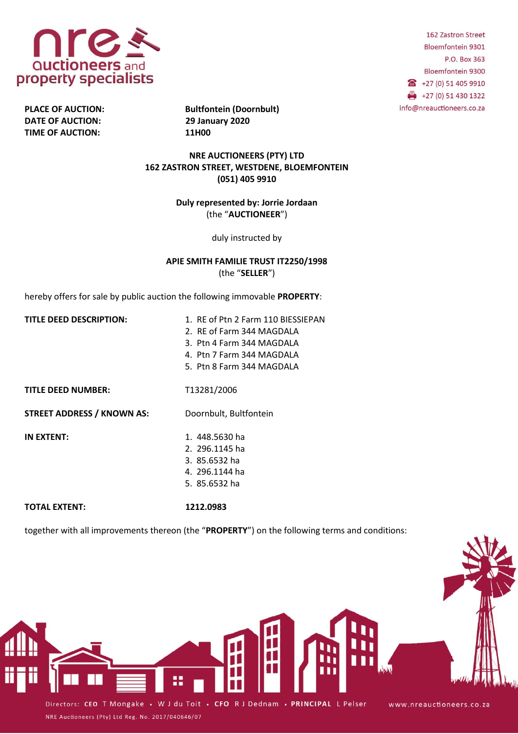nre auctioneers and property specialists

162 Zastron Street
Bloemfontein 9301
P.O. Box 363
Bloemfontein 9300
+27 (0) 51 405 9910
+27 (0) 51 430 1322
info@nreauctioneers.co.za

**PLACE OF AUCTION:** **Bultfontein (Doornbult)**
**DATE OF AUCTION:** **29 January 2020**
**TIME OF AUCTION:** **11H00**

**NRE AUCTIONEERS (PTY) LTD**
**162 ZASTRON STREET, WESTDENE, BLOEMFONTEIN**
**(051) 405 9910**

**Duly represented by: Jorrie Jordaan**
(the "**AUCTIONEER**")

duly instructed by

**APIE SMITH FAMILIE TRUST IT2250/1998**
(the "**SELLER**")

hereby offers for sale by public auction the following immovable **PROPERTY**:

**TITLE DEED DESCRIPTION:**

1. RE of Ptn 2 Farm 110 BIESSIEPAN
2. RE of Farm 344 MAGDALA
3. Ptn 4 Farm 344 MAGDALA
4. Ptn 7 Farm 344 MAGDALA
5. Ptn 8 Farm 344 MAGDALA

**TITLE DEED NUMBER:** T13281/2006

**STREET ADDRESS / KNOWN AS:** Doornbult, Bultfontein

**IN EXTENT:**

1. 448.5630 ha
2. 296.1145 ha
3. 85.6532 ha
4. 296.1144 ha
5. 85.6532 ha

**TOTAL EXTENT:** **1212.0983**

together with all improvements thereon (the "**PROPERTY**") on the following terms and conditions:

Directors: **CEO** T Mongake • W J du Toit • **CFO** R J Dednam • **PRINCIPAL** L Pelser

NRE Auctioneers (Pty) Ltd Reg. No. 2017/040646/07

www.nreauctioneers.co.za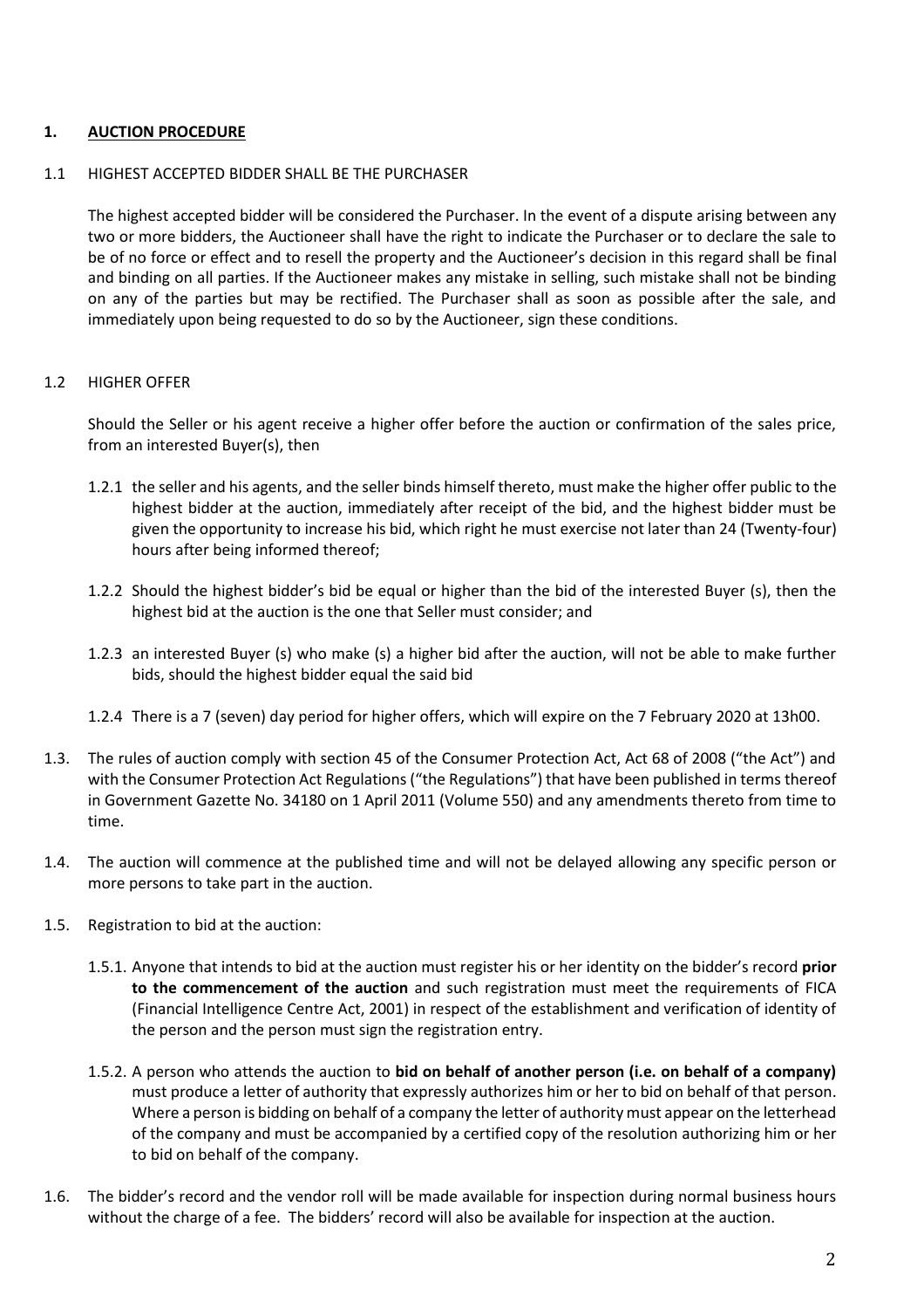## 1. **AUCTION PROCEDURE**

1.1 HIGHEST ACCEPTED BIDDER SHALL BE THE PURCHASER

The highest accepted bidder will be considered the Purchaser. In the event of a dispute arising between any two or more bidders, the Auctioneer shall have the right to indicate the Purchaser or to declare the sale to be of no force or effect and to resell the property and the Auctioneer's decision in this regard shall be final and binding on all parties. If the Auctioneer makes any mistake in selling, such mistake shall not be binding on any of the parties but may be rectified. The Purchaser shall as soon as possible after the sale, and immediately upon being requested to do so by the Auctioneer, sign these conditions.

1.2 HIGHER OFFER

Should the Seller or his agent receive a higher offer before the auction or confirmation of the sales price, from an interested Buyer(s), then

1.2.1 the seller and his agents, and the seller binds himself thereto, must make the higher offer public to the highest bidder at the auction, immediately after receipt of the bid, and the highest bidder must be given the opportunity to increase his bid, which right he must exercise not later than 24 (Twenty-four) hours after being informed thereof;

1.2.2 Should the highest bidder's bid be equal or higher than the bid of the interested Buyer (s), then the highest bid at the auction is the one that Seller must consider; and

1.2.3 an interested Buyer (s) who make (s) a higher bid after the auction, will not be able to make further bids, should the highest bidder equal the said bid

1.2.4 There is a 7 (seven) day period for higher offers, which will expire on the 7 February 2020 at 13h00.

1.3. The rules of auction comply with section 45 of the Consumer Protection Act, Act 68 of 2008 ("the Act") and with the Consumer Protection Act Regulations ("the Regulations") that have been published in terms thereof in Government Gazette No. 34180 on 1 April 2011 (Volume 550) and any amendments thereto from time to time.

1.4. The auction will commence at the published time and will not be delayed allowing any specific person or more persons to take part in the auction.

1.5. Registration to bid at the auction:

1.5.1. Anyone that intends to bid at the auction must register his or her identity on the bidder's record **prior to the commencement of the auction** and such registration must meet the requirements of FICA (Financial Intelligence Centre Act, 2001) in respect of the establishment and verification of identity of the person and the person must sign the registration entry.

1.5.2. A person who attends the auction to **bid on behalf of another person (i.e. on behalf of a company)** must produce a letter of authority that expressly authorizes him or her to bid on behalf of that person. Where a person is bidding on behalf of a company the letter of authority must appear on the letterhead of the company and must be accompanied by a certified copy of the resolution authorizing him or her to bid on behalf of the company.

1.6. The bidder's record and the vendor roll will be made available for inspection during normal business hours without the charge of a fee. The bidders' record will also be available for inspection at the auction.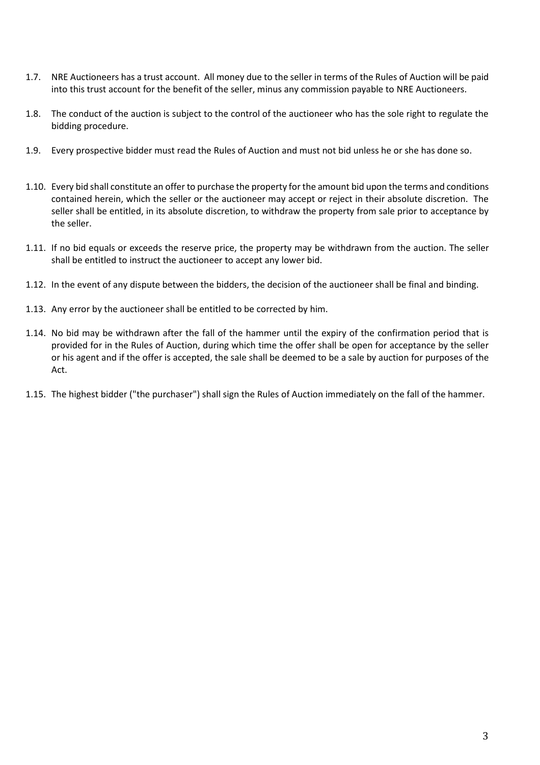1.7. NRE Auctioneers has a trust account. All money due to the seller in terms of the Rules of Auction will be paid into this trust account for the benefit of the seller, minus any commission payable to NRE Auctioneers.

1.8. The conduct of the auction is subject to the control of the auctioneer who has the sole right to regulate the bidding procedure.

1.9. Every prospective bidder must read the Rules of Auction and must not bid unless he or she has done so.

1.10. Every bid shall constitute an offer to purchase the property for the amount bid upon the terms and conditions contained herein, which the seller or the auctioneer may accept or reject in their absolute discretion. The seller shall be entitled, in its absolute discretion, to withdraw the property from sale prior to acceptance by the seller.

1.11. If no bid equals or exceeds the reserve price, the property may be withdrawn from the auction. The seller shall be entitled to instruct the auctioneer to accept any lower bid.

1.12. In the event of any dispute between the bidders, the decision of the auctioneer shall be final and binding.

1.13. Any error by the auctioneer shall be entitled to be corrected by him.

1.14. No bid may be withdrawn after the fall of the hammer until the expiry of the confirmation period that is provided for in the Rules of Auction, during which time the offer shall be open for acceptance by the seller or his agent and if the offer is accepted, the sale shall be deemed to be a sale by auction for purposes of the Act.

1.15. The highest bidder ("the purchaser") shall sign the Rules of Auction immediately on the fall of the hammer.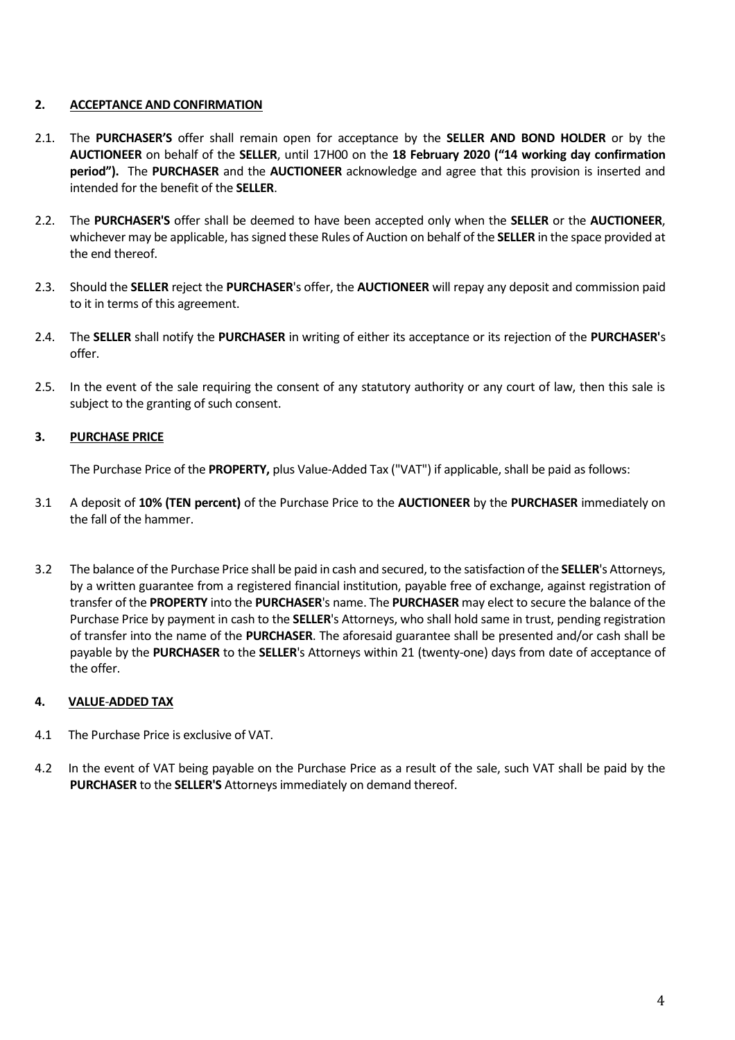## **2. ACCEPTANCE AND CONFIRMATION**

2.1. The **PURCHASER'S** offer shall remain open for acceptance by the **SELLER AND BOND HOLDER** or by the **AUCTIONEER** on behalf of the **SELLER**, until 17H00 on the **18 February 2020 ("14 working day confirmation period").** The **PURCHASER** and the **AUCTIONEER** acknowledge and agree that this provision is inserted and intended for the benefit of the **SELLER**.

2.2. The **PURCHASER'S** offer shall be deemed to have been accepted only when the **SELLER** or the **AUCTIONEER**, whichever may be applicable, has signed these Rules of Auction on behalf of the **SELLER** in the space provided at the end thereof.

2.3. Should the **SELLER** reject the **PURCHASER**'s offer, the **AUCTIONEER** will repay any deposit and commission paid to it in terms of this agreement.

2.4. The **SELLER** shall notify the **PURCHASER** in writing of either its acceptance or its rejection of the **PURCHASER'**s offer.

2.5. In the event of the sale requiring the consent of any statutory authority or any court of law, then this sale is subject to the granting of such consent.

## **3. PURCHASE PRICE**

The Purchase Price of the **PROPERTY,** plus Value-Added Tax ("VAT") if applicable, shall be paid as follows:

3.1 A deposit of **10% (TEN percent)** of the Purchase Price to the **AUCTIONEER** by the **PURCHASER** immediately on the fall of the hammer.

3.2 The balance of the Purchase Price shall be paid in cash and secured, to the satisfaction of the **SELLER**'s Attorneys, by a written guarantee from a registered financial institution, payable free of exchange, against registration of transfer of the **PROPERTY** into the **PURCHASER**'s name. The **PURCHASER** may elect to secure the balance of the Purchase Price by payment in cash to the **SELLER**'s Attorneys, who shall hold same in trust, pending registration of transfer into the name of the **PURCHASER**. The aforesaid guarantee shall be presented and/or cash shall be payable by the **PURCHASER** to the **SELLER**'s Attorneys within 21 (twenty-one) days from date of acceptance of the offer.

## **4. VALUE-ADDED TAX**

4.1 The Purchase Price is exclusive of VAT.

4.2 In the event of VAT being payable on the Purchase Price as a result of the sale, such VAT shall be paid by the **PURCHASER** to the **SELLER'S** Attorneys immediately on demand thereof.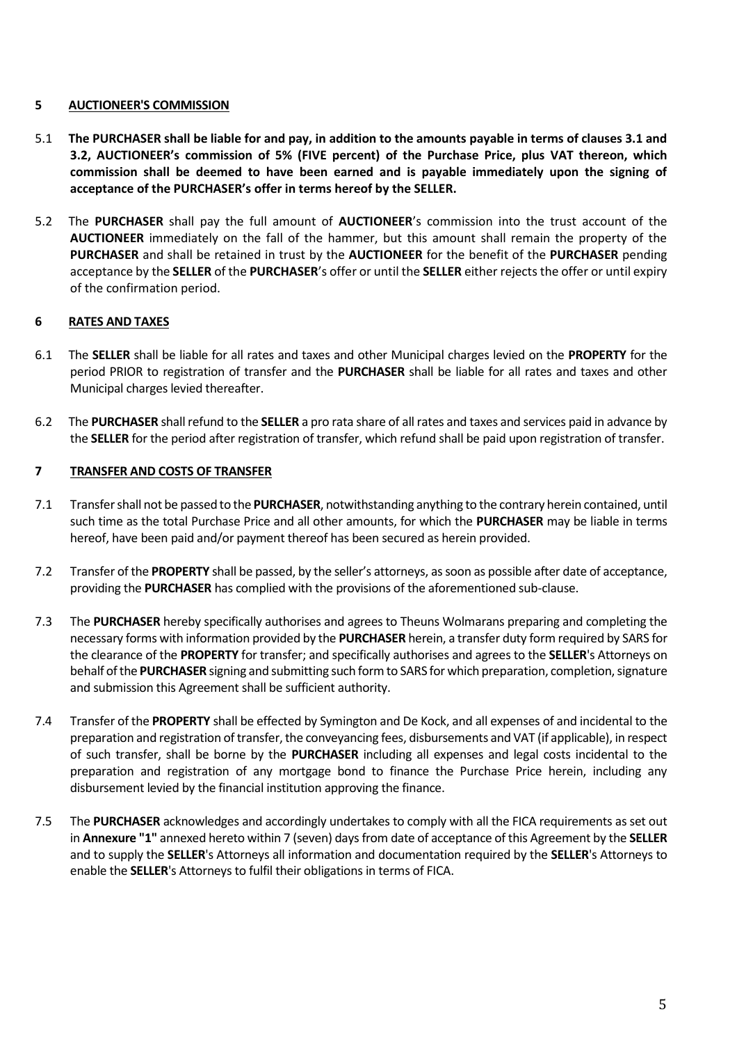## 5 AUCTIONEER'S COMMISSION

5.1 **The PURCHASER shall be liable for and pay, in addition to the amounts payable in terms of clauses 3.1 and 3.2, AUCTIONEER's commission of 5% (FIVE percent) of the Purchase Price, plus VAT thereon, which commission shall be deemed to have been earned and is payable immediately upon the signing of acceptance of the PURCHASER's offer in terms hereof by the SELLER.**

5.2 The **PURCHASER** shall pay the full amount of **AUCTIONEER**'s commission into the trust account of the **AUCTIONEER** immediately on the fall of the hammer, but this amount shall remain the property of the **PURCHASER** and shall be retained in trust by the **AUCTIONEER** for the benefit of the **PURCHASER** pending acceptance by the **SELLER** of the **PURCHASER**'s offer or until the **SELLER** either rejects the offer or until expiry of the confirmation period.

## 6 RATES AND TAXES

6.1 The **SELLER** shall be liable for all rates and taxes and other Municipal charges levied on the **PROPERTY** for the period PRIOR to registration of transfer and the **PURCHASER** shall be liable for all rates and taxes and other Municipal charges levied thereafter.

6.2 The **PURCHASER** shall refund to the **SELLER** a pro rata share of all rates and taxes and services paid in advance by the **SELLER** for the period after registration of transfer, which refund shall be paid upon registration of transfer.

## 7 TRANSFER AND COSTS OF TRANSFER

7.1 Transfer shall not be passed to the **PURCHASER**, notwithstanding anything to the contrary herein contained, until such time as the total Purchase Price and all other amounts, for which the **PURCHASER** may be liable in terms hereof, have been paid and/or payment thereof has been secured as herein provided.

7.2 Transfer of the **PROPERTY** shall be passed, by the seller's attorneys, as soon as possible after date of acceptance, providing the **PURCHASER** has complied with the provisions of the aforementioned sub-clause.

7.3 The **PURCHASER** hereby specifically authorises and agrees to Theuns Wolmarans preparing and completing the necessary forms with information provided by the **PURCHASER** herein, a transfer duty form required by SARS for the clearance of the **PROPERTY** for transfer; and specifically authorises and agrees to the **SELLER**'s Attorneys on behalf of the **PURCHASER** signing and submitting such form to SARS for which preparation, completion, signature and submission this Agreement shall be sufficient authority.

7.4 Transfer of the **PROPERTY** shall be effected by Symington and De Kock, and all expenses of and incidental to the preparation and registration of transfer, the conveyancing fees, disbursements and VAT (if applicable), in respect of such transfer, shall be borne by the **PURCHASER** including all expenses and legal costs incidental to the preparation and registration of any mortgage bond to finance the Purchase Price herein, including any disbursement levied by the financial institution approving the finance.

7.5 The **PURCHASER** acknowledges and accordingly undertakes to comply with all the FICA requirements as set out in **Annexure "1"** annexed hereto within 7 (seven) days from date of acceptance of this Agreement by the **SELLER** and to supply the **SELLER**'s Attorneys all information and documentation required by the **SELLER**'s Attorneys to enable the **SELLER**'s Attorneys to fulfil their obligations in terms of FICA.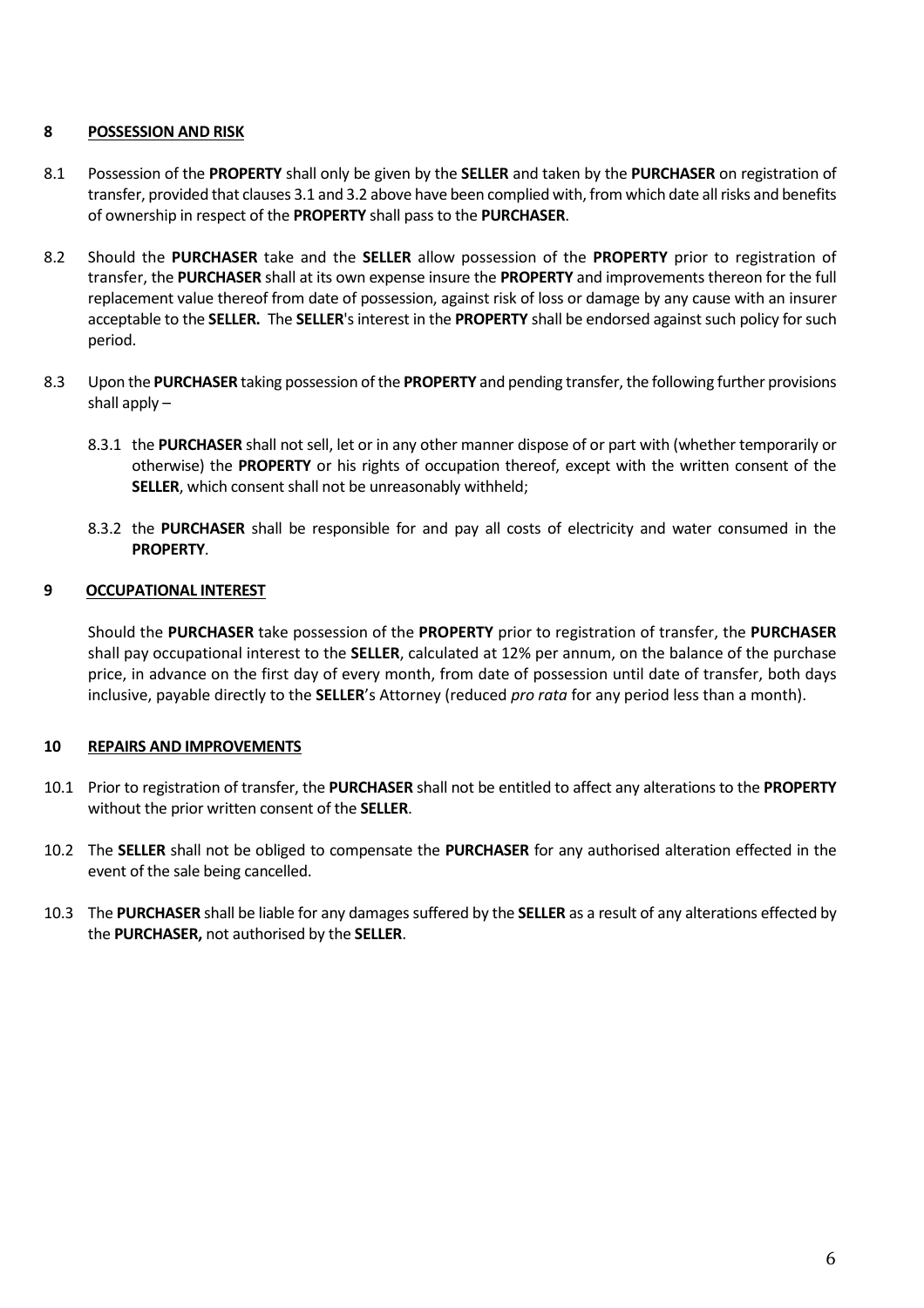**8 POSSESSION AND RISK**

8.1 Possession of the **PROPERTY** shall only be given by the **SELLER** and taken by the **PURCHASER** on registration of transfer, provided that clauses 3.1 and 3.2 above have been complied with, from which date all risks and benefits of ownership in respect of the **PROPERTY** shall pass to the **PURCHASER**.

8.2 Should the **PURCHASER** take and the **SELLER** allow possession of the **PROPERTY** prior to registration of transfer, the **PURCHASER** shall at its own expense insure the **PROPERTY** and improvements thereon for the full replacement value thereof from date of possession, against risk of loss or damage by any cause with an insurer acceptable to the **SELLER.** The **SELLER**'s interest in the **PROPERTY** shall be endorsed against such policy for such period.

8.3 Upon the **PURCHASER** taking possession of the **PROPERTY** and pending transfer, the following further provisions shall apply –

8.3.1 the **PURCHASER** shall not sell, let or in any other manner dispose of or part with (whether temporarily or otherwise) the **PROPERTY** or his rights of occupation thereof, except with the written consent of the **SELLER**, which consent shall not be unreasonably withheld;

8.3.2 the **PURCHASER** shall be responsible for and pay all costs of electricity and water consumed in the **PROPERTY**.

**9 OCCUPATIONAL INTEREST**

Should the **PURCHASER** take possession of the **PROPERTY** prior to registration of transfer, the **PURCHASER** shall pay occupational interest to the **SELLER**, calculated at 12% per annum, on the balance of the purchase price, in advance on the first day of every month, from date of possession until date of transfer, both days inclusive, payable directly to the **SELLER**'s Attorney (reduced *pro rata* for any period less than a month).

**10 REPAIRS AND IMPROVEMENTS**

10.1 Prior to registration of transfer, the **PURCHASER** shall not be entitled to affect any alterations to the **PROPERTY** without the prior written consent of the **SELLER**.

10.2 The **SELLER** shall not be obliged to compensate the **PURCHASER** for any authorised alteration effected in the event of the sale being cancelled.

10.3 The **PURCHASER** shall be liable for any damages suffered by the **SELLER** as a result of any alterations effected by the **PURCHASER,** not authorised by the **SELLER**.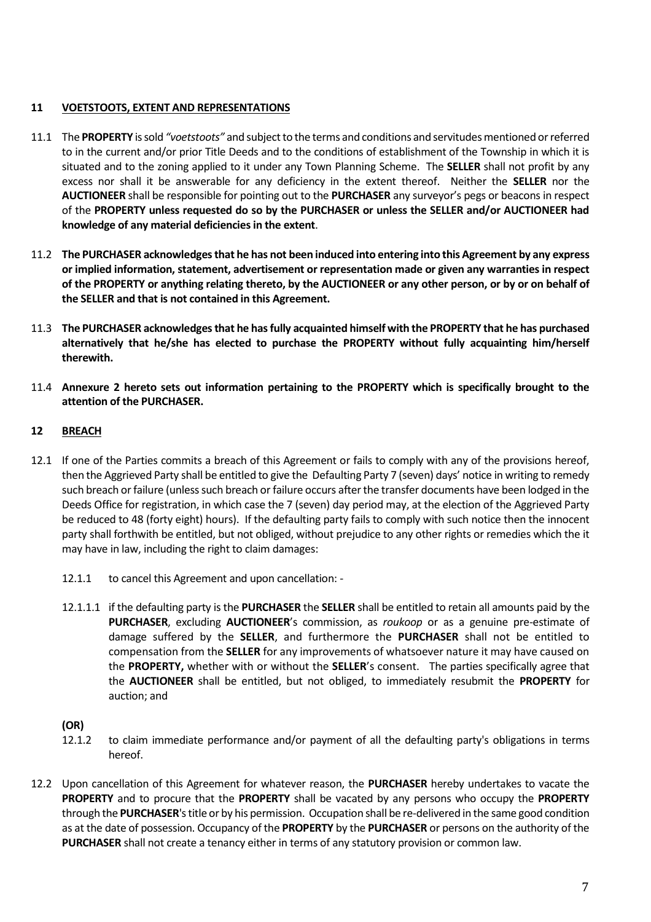## 11 VOETSTOOTS, EXTENT AND REPRESENTATIONS

11.1 The **PROPERTY** is sold *"voetstoots"* and subject to the terms and conditions and servitudes mentioned or referred to in the current and/or prior Title Deeds and to the conditions of establishment of the Township in which it is situated and to the zoning applied to it under any Town Planning Scheme. The **SELLER** shall not profit by any excess nor shall it be answerable for any deficiency in the extent thereof. Neither the **SELLER** nor the **AUCTIONEER** shall be responsible for pointing out to the **PURCHASER** any surveyor's pegs or beacons in respect of the **PROPERTY unless requested do so by the PURCHASER or unless the SELLER and/or AUCTIONEER had knowledge of any material deficiencies in the extent**.

11.2 **The PURCHASER acknowledges that he has not been induced into entering into this Agreement by any express or implied information, statement, advertisement or representation made or given any warranties in respect of the PROPERTY or anything relating thereto, by the AUCTIONEER or any other person, or by or on behalf of the SELLER and that is not contained in this Agreement.**

11.3 **The PURCHASER acknowledges that he has fully acquainted himself with the PROPERTY that he has purchased alternatively that he/she has elected to purchase the PROPERTY without fully acquainting him/herself therewith.**

11.4 **Annexure 2 hereto sets out information pertaining to the PROPERTY which is specifically brought to the attention of the PURCHASER.**

## 12 BREACH

12.1 If one of the Parties commits a breach of this Agreement or fails to comply with any of the provisions hereof, then the Aggrieved Party shall be entitled to give the Defaulting Party 7 (seven) days' notice in writing to remedy such breach or failure (unless such breach or failure occurs after the transfer documents have been lodged in the Deeds Office for registration, in which case the 7 (seven) day period may, at the election of the Aggrieved Party be reduced to 48 (forty eight) hours). If the defaulting party fails to comply with such notice then the innocent party shall forthwith be entitled, but not obliged, without prejudice to any other rights or remedies which the it may have in law, including the right to claim damages:

12.1.1 to cancel this Agreement and upon cancellation: -

12.1.1.1 if the defaulting party is the **PURCHASER** the **SELLER** shall be entitled to retain all amounts paid by the **PURCHASER**, excluding **AUCTIONEER**'s commission, as *roukoop* or as a genuine pre-estimate of damage suffered by the **SELLER**, and furthermore the **PURCHASER** shall not be entitled to compensation from the **SELLER** for any improvements of whatsoever nature it may have caused on the **PROPERTY,** whether with or without the **SELLER**'s consent. The parties specifically agree that the **AUCTIONEER** shall be entitled, but not obliged, to immediately resubmit the **PROPERTY** for auction; and

**(OR)**

12.1.2 to claim immediate performance and/or payment of all the defaulting party's obligations in terms hereof.

12.2 Upon cancellation of this Agreement for whatever reason, the **PURCHASER** hereby undertakes to vacate the **PROPERTY** and to procure that the **PROPERTY** shall be vacated by any persons who occupy the **PROPERTY** through the **PURCHASER**'s title or by his permission. Occupation shall be re-delivered in the same good condition as at the date of possession. Occupancy of the **PROPERTY** by the **PURCHASER** or persons on the authority of the **PURCHASER** shall not create a tenancy either in terms of any statutory provision or common law.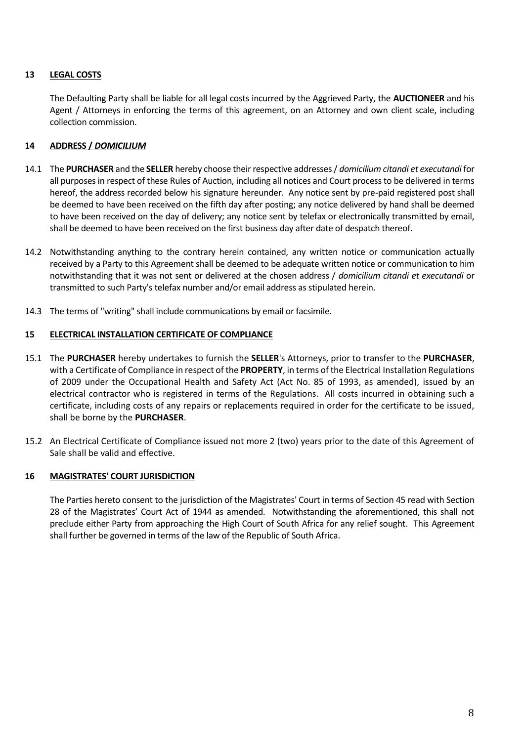## 13 **LEGAL COSTS**

The Defaulting Party shall be liable for all legal costs incurred by the Aggrieved Party, the **AUCTIONEER** and his Agent / Attorneys in enforcing the terms of this agreement, on an Attorney and own client scale, including collection commission.

## 14 **ADDRESS / *DOMICILIUM***

14.1 The **PURCHASER** and the **SELLER** hereby choose their respective addresses / *domicilium citandi et executandi* for all purposes in respect of these Rules of Auction, including all notices and Court process to be delivered in terms hereof, the address recorded below his signature hereunder. Any notice sent by pre-paid registered post shall be deemed to have been received on the fifth day after posting; any notice delivered by hand shall be deemed to have been received on the day of delivery; any notice sent by telefax or electronically transmitted by email, shall be deemed to have been received on the first business day after date of despatch thereof.

14.2 Notwithstanding anything to the contrary herein contained, any written notice or communication actually received by a Party to this Agreement shall be deemed to be adequate written notice or communication to him notwithstanding that it was not sent or delivered at the chosen address / *domicilium citandi et executandi* or transmitted to such Party's telefax number and/or email address as stipulated herein.

14.3 The terms of "writing" shall include communications by email or facsimile.

## 15 **ELECTRICAL INSTALLATION CERTIFICATE OF COMPLIANCE**

15.1 The **PURCHASER** hereby undertakes to furnish the **SELLER**'s Attorneys, prior to transfer to the **PURCHASER**, with a Certificate of Compliance in respect of the **PROPERTY**, in terms of the Electrical Installation Regulations of 2009 under the Occupational Health and Safety Act (Act No. 85 of 1993, as amended), issued by an electrical contractor who is registered in terms of the Regulations. All costs incurred in obtaining such a certificate, including costs of any repairs or replacements required in order for the certificate to be issued, shall be borne by the **PURCHASER**.

15.2 An Electrical Certificate of Compliance issued not more 2 (two) years prior to the date of this Agreement of Sale shall be valid and effective.

## 16 **MAGISTRATES' COURT JURISDICTION**

The Parties hereto consent to the jurisdiction of the Magistrates' Court in terms of Section 45 read with Section 28 of the Magistrates' Court Act of 1944 as amended. Notwithstanding the aforementioned, this shall not preclude either Party from approaching the High Court of South Africa for any relief sought. This Agreement shall further be governed in terms of the law of the Republic of South Africa.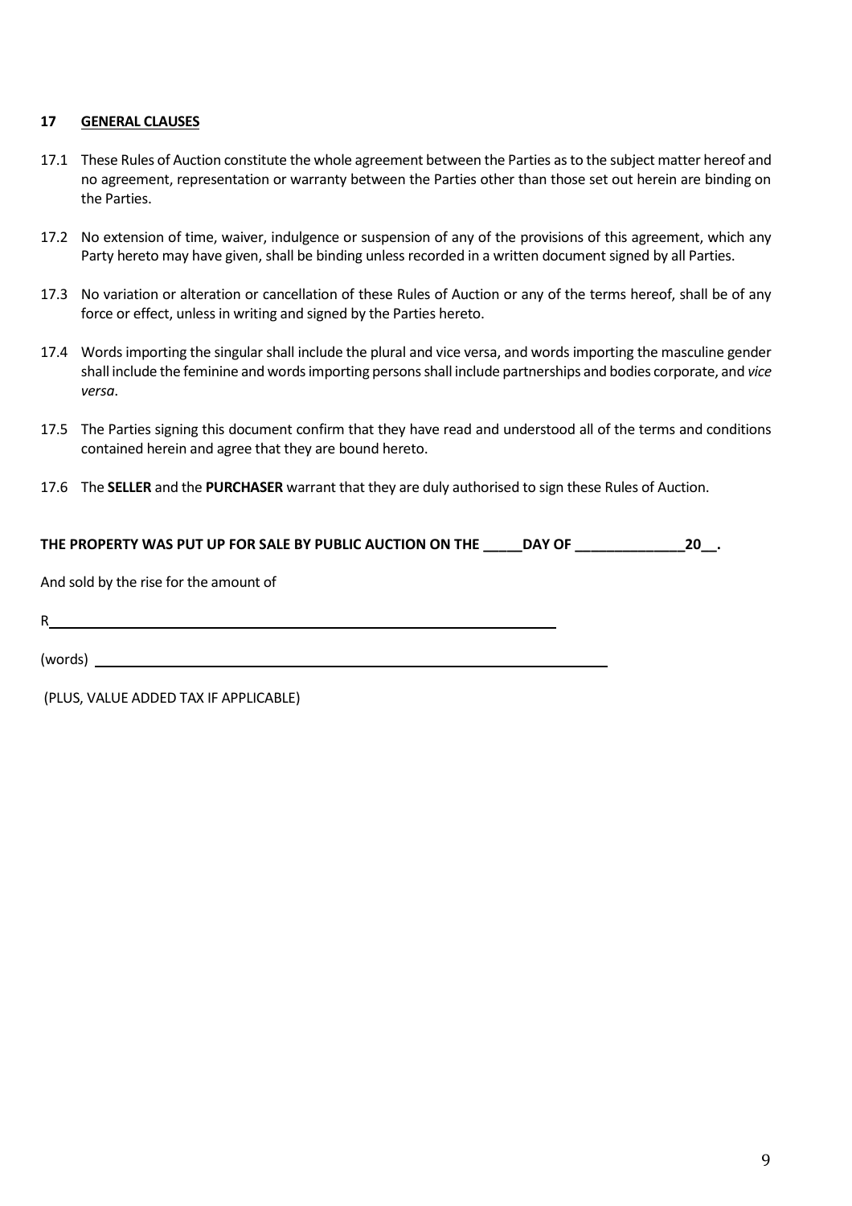## 17 GENERAL CLAUSES

17.1 These Rules of Auction constitute the whole agreement between the Parties as to the subject matter hereof and no agreement, representation or warranty between the Parties other than those set out herein are binding on the Parties.

17.2 No extension of time, waiver, indulgence or suspension of any of the provisions of this agreement, which any Party hereto may have given, shall be binding unless recorded in a written document signed by all Parties.

17.3 No variation or alteration or cancellation of these Rules of Auction or any of the terms hereof, shall be of any force or effect, unless in writing and signed by the Parties hereto.

17.4 Words importing the singular shall include the plural and vice versa, and words importing the masculine gender shall include the feminine and words importing persons shall include partnerships and bodies corporate, and *vice versa*.

17.5 The Parties signing this document confirm that they have read and understood all of the terms and conditions contained herein and agree that they are bound hereto.

17.6 The **SELLER** and the **PURCHASER** warrant that they are duly authorised to sign these Rules of Auction.

**THE PROPERTY WAS PUT UP FOR SALE BY PUBLIC AUCTION ON THE _____DAY OF ______________20__.**

And sold by the rise for the amount of

R______________________________________________________________

(words) ______________________________________________________________

(PLUS, VALUE ADDED TAX IF APPLICABLE)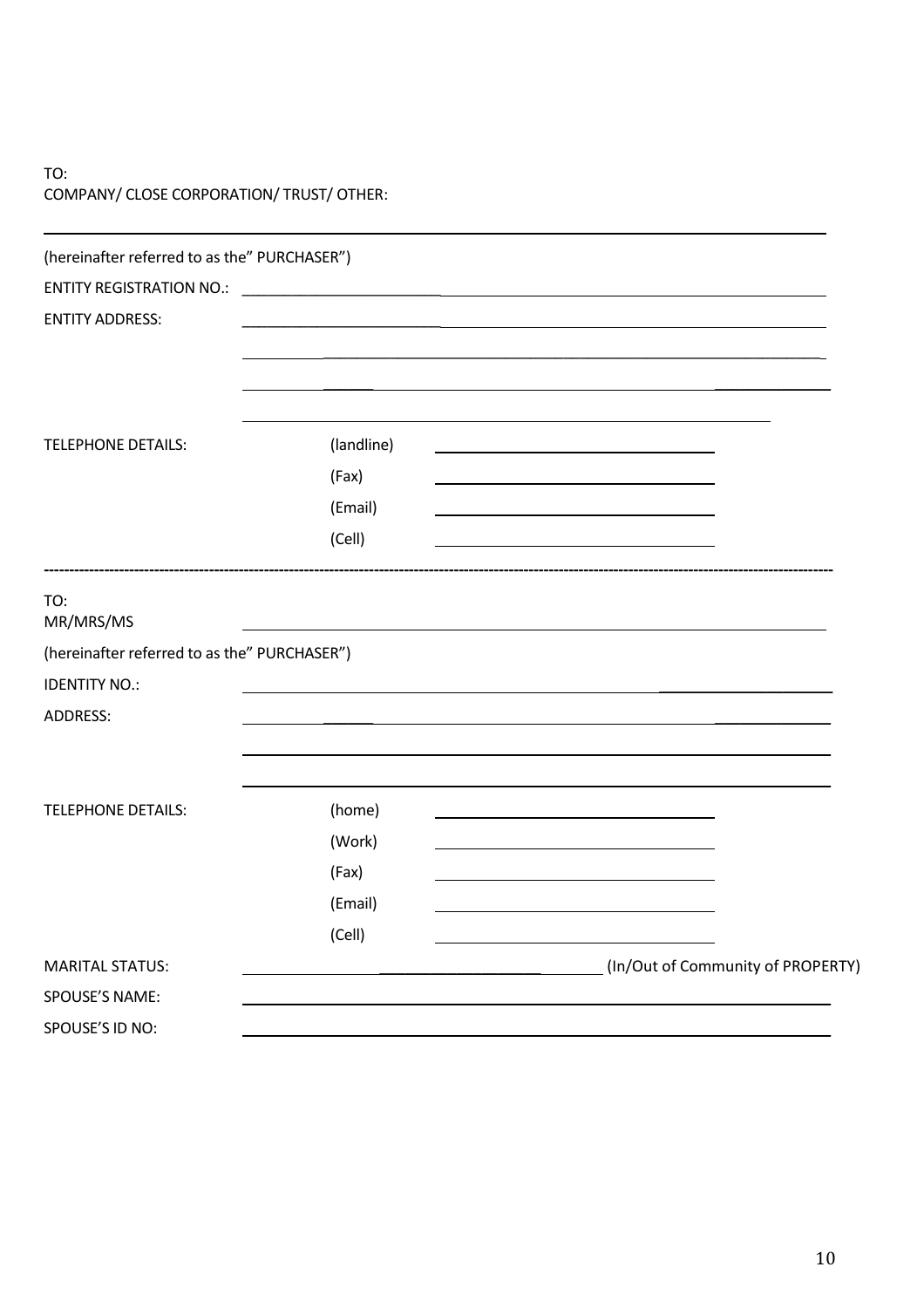TO:
COMPANY/ CLOSE CORPORATION/ TRUST/ OTHER:

______________________________________________________________________________

(hereinafter referred to as the" PURCHASER")

ENTITY REGISTRATION NO.: ______________________________________________________________

ENTITY ADDRESS: ______________________________________________________________

______________________________________________________________

______________________________________________________________

______________________________________________________________

TELEPHONE DETAILS: (landline) ______________________________

(Fax) ______________________________

(Email) ______________________________

(Cell) ______________________________

---

TO:
MR/MRS/MS ______________________________________________________________

(hereinafter referred to as the" PURCHASER")

IDENTITY NO.: ______________________________________________________________

ADDRESS: ______________________________________________________________

______________________________________________________________

______________________________________________________________

TELEPHONE DETAILS: (home) ______________________________

(Work) ______________________________

(Fax) ______________________________

(Email) ______________________________

(Cell) ______________________________

MARITAL STATUS: ______________________________ (In/Out of Community of PROPERTY)

SPOUSE'S NAME: ______________________________________________________________

SPOUSE'S ID NO: ______________________________________________________________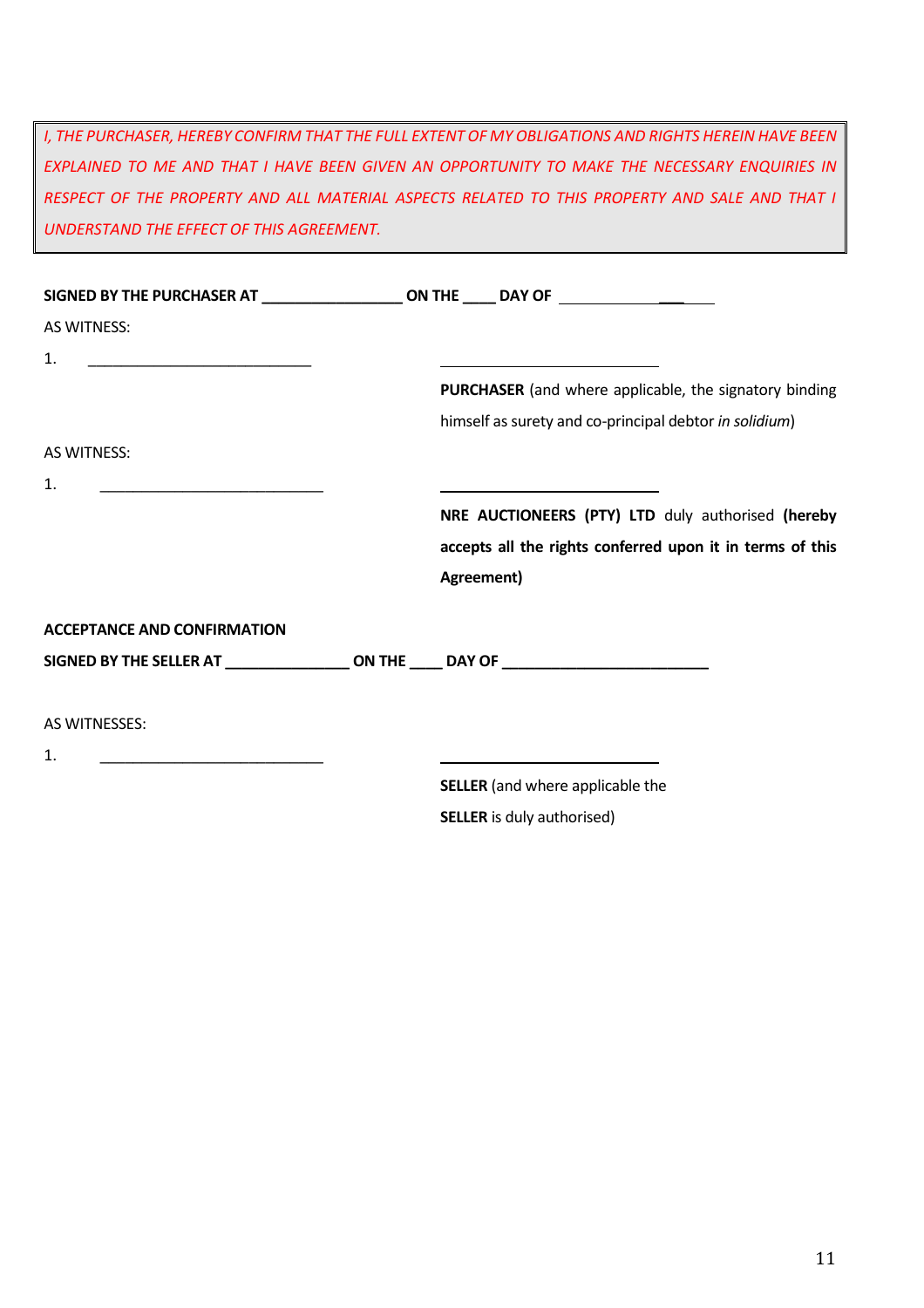*I, THE PURCHASER, HEREBY CONFIRM THAT THE FULL EXTENT OF MY OBLIGATIONS AND RIGHTS HEREIN HAVE BEEN EXPLAINED TO ME AND THAT I HAVE BEEN GIVEN AN OPPORTUNITY TO MAKE THE NECESSARY ENQUIRIES IN RESPECT OF THE PROPERTY AND ALL MATERIAL ASPECTS RELATED TO THIS PROPERTY AND SALE AND THAT I UNDERSTAND THE EFFECT OF THIS AGREEMENT.*

**SIGNED BY THE PURCHASER AT ________________ ON THE ____ DAY OF ________________**

AS WITNESS:

1. ____________________________

____________________________

**PURCHASER** (and where applicable, the signatory binding himself as surety and co-principal debtor *in solidium*)

AS WITNESS:

1. ____________________________

____________________________

**NRE AUCTIONEERS (PTY) LTD** duly authorised **(hereby accepts all the rights conferred upon it in terms of this Agreement)**

**ACCEPTANCE AND CONFIRMATION**

**SIGNED BY THE SELLER AT ______________ ON THE ____ DAY OF ________________________**

AS WITNESSES:

1. ____________________________

____________________________

**SELLER** (and where applicable the **SELLER** is duly authorised)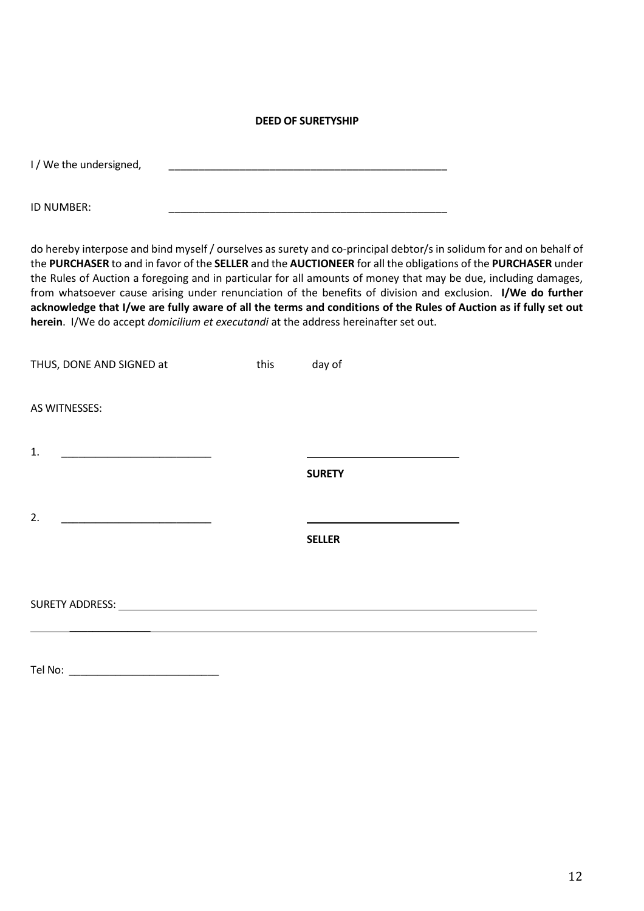**DEED OF SURETYSHIP**

I / We the undersigned, \_\_\_\_\_\_\_\_\_\_\_\_\_\_\_\_\_\_\_\_\_\_\_\_\_\_\_\_\_\_\_\_\_\_\_\_\_\_\_\_\_\_\_\_\_\_\_\_

ID NUMBER: \_\_\_\_\_\_\_\_\_\_\_\_\_\_\_\_\_\_\_\_\_\_\_\_\_\_\_\_\_\_\_\_\_\_\_\_\_\_\_\_\_\_\_\_\_\_\_\_

do hereby interpose and bind myself / ourselves as surety and co-principal debtor/s in solidum for and on behalf of the **PURCHASER** to and in favor of the **SELLER** and the **AUCTIONEER** for all the obligations of the **PURCHASER** under the Rules of Auction a foregoing and in particular for all amounts of money that may be due, including damages, from whatsoever cause arising under renunciation of the benefits of division and exclusion. **I/We do further acknowledge that I/we are fully aware of all the terms and conditions of the Rules of Auction as if fully set out herein**. I/We do accept *domicilium et executandi* at the address hereinafter set out.

THUS, DONE AND SIGNED at this day of

AS WITNESSES:

1. \_\_\_\_\_\_\_\_\_\_\_\_\_\_\_\_\_\_\_\_\_\_\_\_\_\_ \_\_\_\_\_\_\_\_\_\_\_\_\_\_\_\_\_\_\_\_\_\_\_\_\_\_

**SURETY**

2. \_\_\_\_\_\_\_\_\_\_\_\_\_\_\_\_\_\_\_\_\_\_\_\_\_\_ \_\_\_\_\_\_\_\_\_\_\_\_\_\_\_\_\_\_\_\_\_\_\_\_\_\_

**SELLER**

SURETY ADDRESS: \_\_\_\_\_\_\_\_\_\_\_\_\_\_\_\_\_\_\_\_\_\_\_\_\_\_\_\_\_\_\_\_\_\_\_\_\_\_\_\_\_\_\_\_\_\_\_\_\_\_\_\_\_\_\_\_\_\_\_\_\_\_

\_\_\_\_\_\_\_\_\_\_\_\_\_\_\_\_\_\_\_\_\_\_\_\_\_\_\_\_\_\_\_\_\_\_\_\_\_\_\_\_\_\_\_\_\_\_\_\_\_\_\_\_\_\_\_\_\_\_\_\_\_\_\_\_\_\_\_\_\_\_\_\_\_\_\_\_\_\_

Tel No: \_\_\_\_\_\_\_\_\_\_\_\_\_\_\_\_\_\_\_\_\_\_\_\_\_\_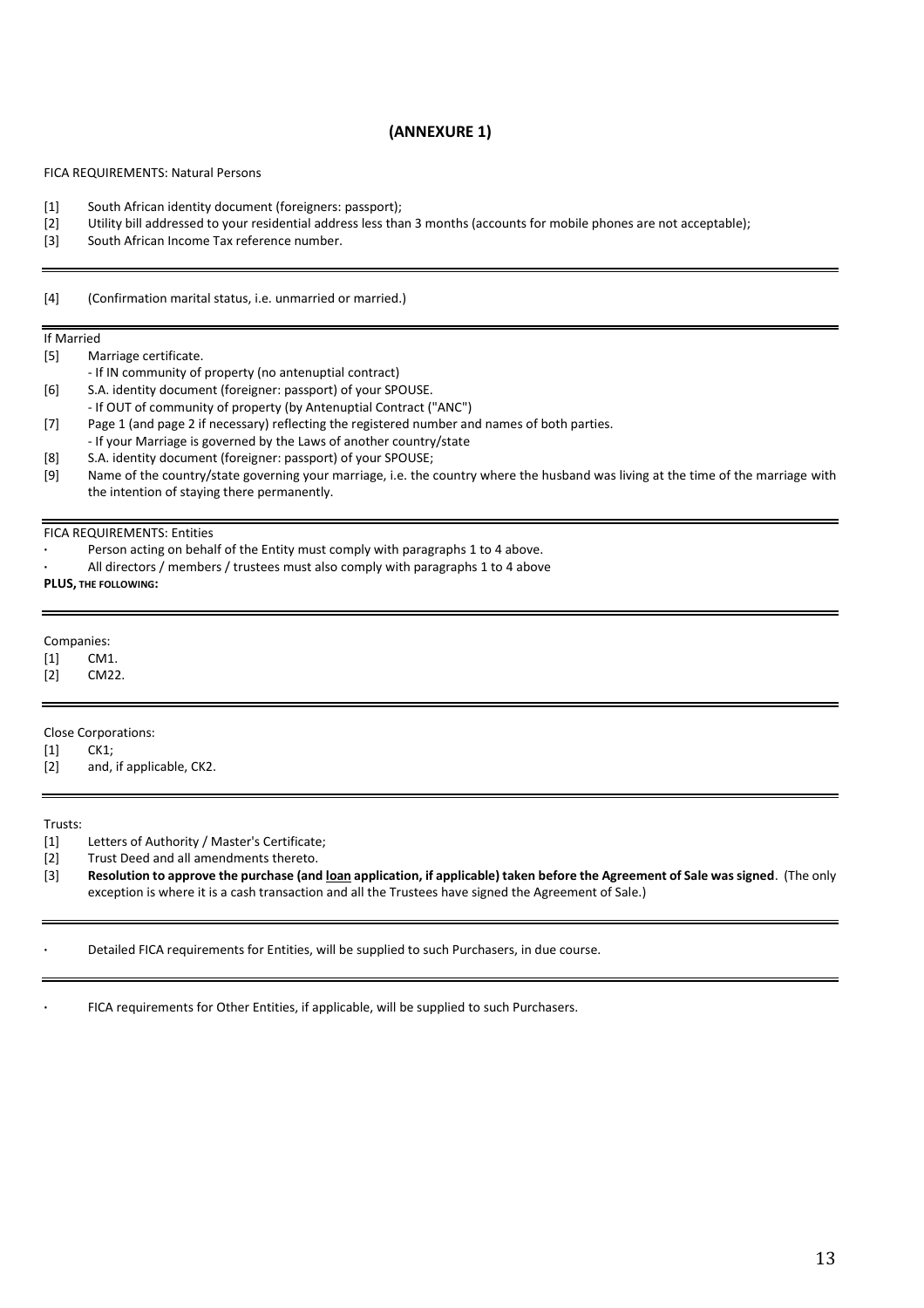## (ANNEXURE 1)

FICA REQUIREMENTS: Natural Persons

[1] South African identity document (foreigners: passport);
[2] Utility bill addressed to your residential address less than 3 months (accounts for mobile phones are not acceptable);
[3] South African Income Tax reference number.

---

[4] (Confirmation marital status, i.e. unmarried or married.)

---

If Married

[5] Marriage certificate.
- If IN community of property (no antenuptial contract)

[6] S.A. identity document (foreigner: passport) of your SPOUSE.
- If OUT of community of property (by Antenuptial Contract ("ANC")

[7] Page 1 (and page 2 if necessary) reflecting the registered number and names of both parties.
- If your Marriage is governed by the Laws of another country/state

[8] S.A. identity document (foreigner: passport) of your SPOUSE;
[9] Name of the country/state governing your marriage, i.e. the country where the husband was living at the time of the marriage with the intention of staying there permanently.

---

FICA REQUIREMENTS: Entities

- Person acting on behalf of the Entity must comply with paragraphs 1 to 4 above.
- All directors / members / trustees must also comply with paragraphs 1 to 4 above

**PLUS, THE FOLLOWING:**

---

Companies:

[1] CM1.
[2] CM22.

---

Close Corporations:

[1] CK1;
[2] and, if applicable, CK2.

---

Trusts:

[1] Letters of Authority / Master's Certificate;
[2] Trust Deed and all amendments thereto.
[3] **Resolution to approve the purchase (and <u>loan</u> application, if applicable) taken before the Agreement of Sale was signed**. (The only exception is where it is a cash transaction and all the Trustees have signed the Agreement of Sale.)

---

- Detailed FICA requirements for Entities, will be supplied to such Purchasers, in due course.

---

- FICA requirements for Other Entities, if applicable, will be supplied to such Purchasers.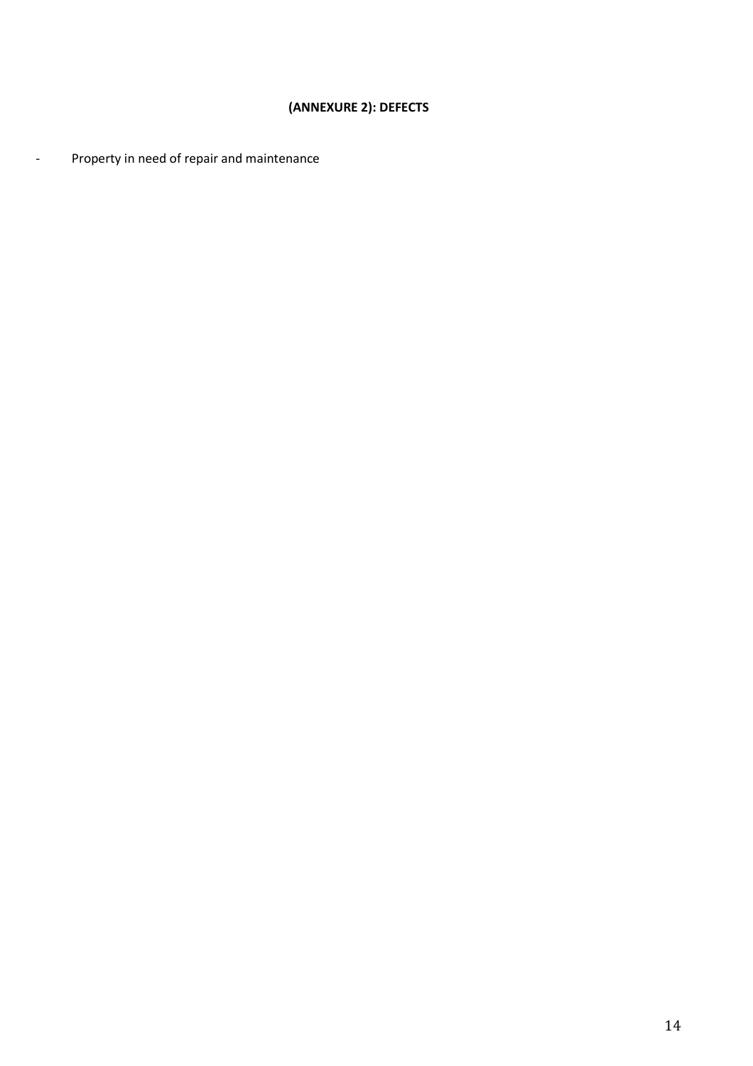## (ANNEXURE 2): DEFECTS

- Property in need of repair and maintenance